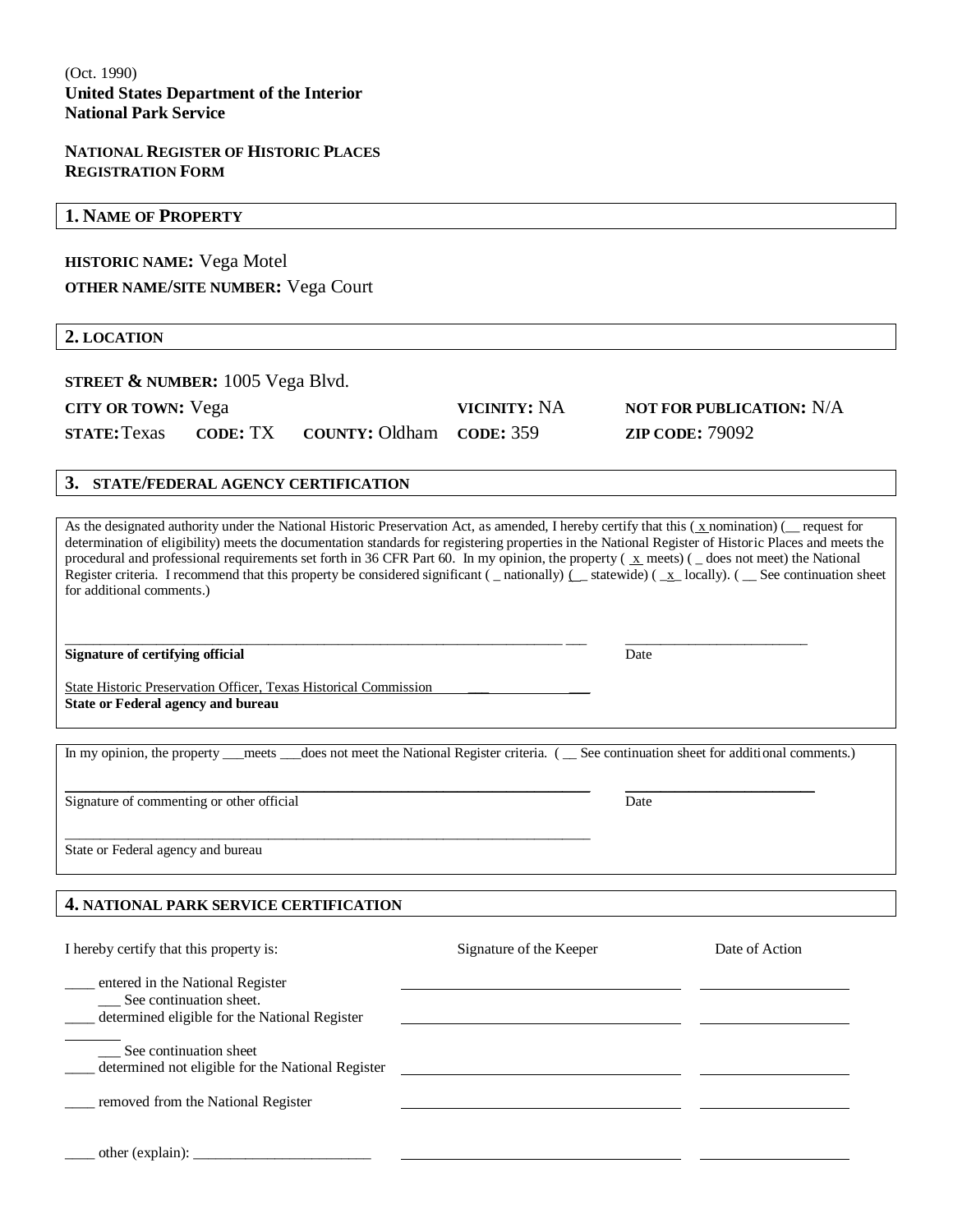(Oct. 1990)
**United States Department of the Interior**
**National Park Service**

**NATIONAL REGISTER OF HISTORIC PLACES**
**REGISTRATION FORM**

## 1. NAME OF PROPERTY

**HISTORIC NAME:** Vega Motel
**OTHER NAME/SITE NUMBER:** Vega Court

## 2. LOCATION

**STREET & NUMBER:** 1005 Vega Blvd.
**CITY OR TOWN:** Vega **VICINITY:** NA **NOT FOR PUBLICATION:** N/A
**STATE:** Texas **CODE:** TX **COUNTY:** Oldham **CODE:** 359 **ZIP CODE:** 79092

## 3. STATE/FEDERAL AGENCY CERTIFICATION

As the designated authority under the National Historic Preservation Act, as amended, I hereby certify that this ( x nomination) (__ request for determination of eligibility) meets the documentation standards for registering properties in the National Register of Historic Places and meets the procedural and professional requirements set forth in 36 CFR Part 60. In my opinion, the property ( x meets) ( _ does not meet) the National Register criteria. I recommend that this property be considered significant ( _ nationally) (__ statewide) ( _x_ locally). ( __ See continuation sheet for additional comments.)

______________________________ ______________
**Signature of certifying official** Date

State Historic Preservation Officer, Texas Historical Commission
**State or Federal agency and bureau**

In my opinion, the property ___meets ___does not meet the National Register criteria. ( __ See continuation sheet for additional comments.)

______________________________ ______________
Signature of commenting or other official Date

______________________________
State or Federal agency and bureau

## 4. NATIONAL PARK SERVICE CERTIFICATION

| I hereby certify that this property is: | Signature of the Keeper | Date of Action |
|---|---|---|
| ____ entered in the National Register<br>___ See continuation sheet. | | |
| ____ determined eligible for the National Register<br>___ See continuation sheet | | |
| ____ determined not eligible for the National Register | | |
| ____ removed from the National Register | | |
| ____ other (explain): ________________ | | |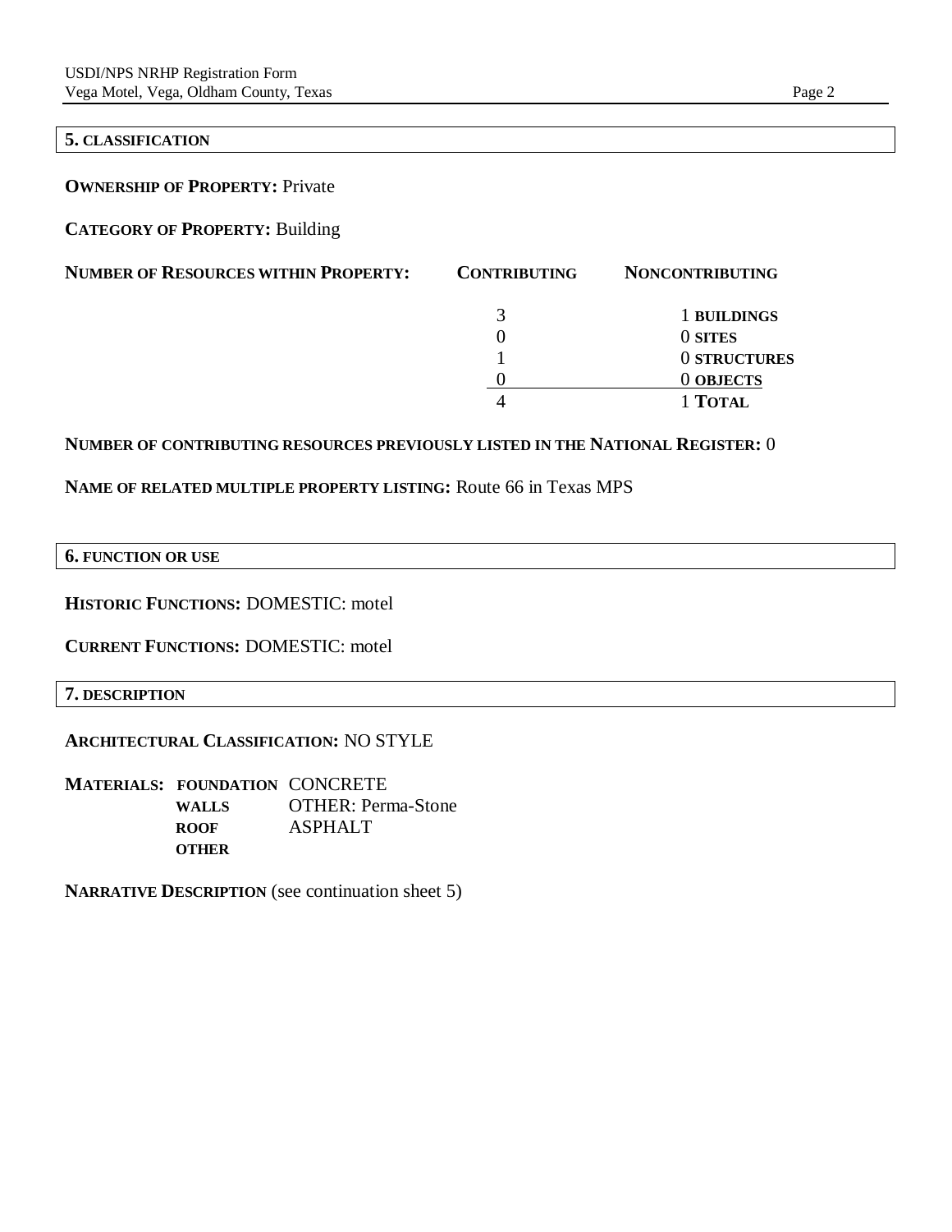## 5. CLASSIFICATION

**OWNERSHIP OF PROPERTY:** Private

**CATEGORY OF PROPERTY:** Building

**NUMBER OF RESOURCES WITHIN PROPERTY:**

| CONTRIBUTING | NONCONTRIBUTING | |
|---|---|---|
| 3 | 1 | BUILDINGS |
| 0 | 0 | SITES |
| 1 | 0 | STRUCTURES |
| 0 | 0 | OBJECTS |
| 4 | 1 | TOTAL |

**NUMBER OF CONTRIBUTING RESOURCES PREVIOUSLY LISTED IN THE NATIONAL REGISTER:** 0

**NAME OF RELATED MULTIPLE PROPERTY LISTING:** Route 66 in Texas MPS

## 6. FUNCTION OR USE

**HISTORIC FUNCTIONS:** DOMESTIC: motel

**CURRENT FUNCTIONS:** DOMESTIC: motel

## 7. DESCRIPTION

**ARCHITECTURAL CLASSIFICATION:** NO STYLE

**MATERIALS:**

| | |
|---|---|
| **FOUNDATION** | CONCRETE |
| **WALLS** | OTHER: Perma-Stone |
| **ROOF** | ASPHALT |
| **OTHER** | |

**NARRATIVE DESCRIPTION** (see continuation sheet 5)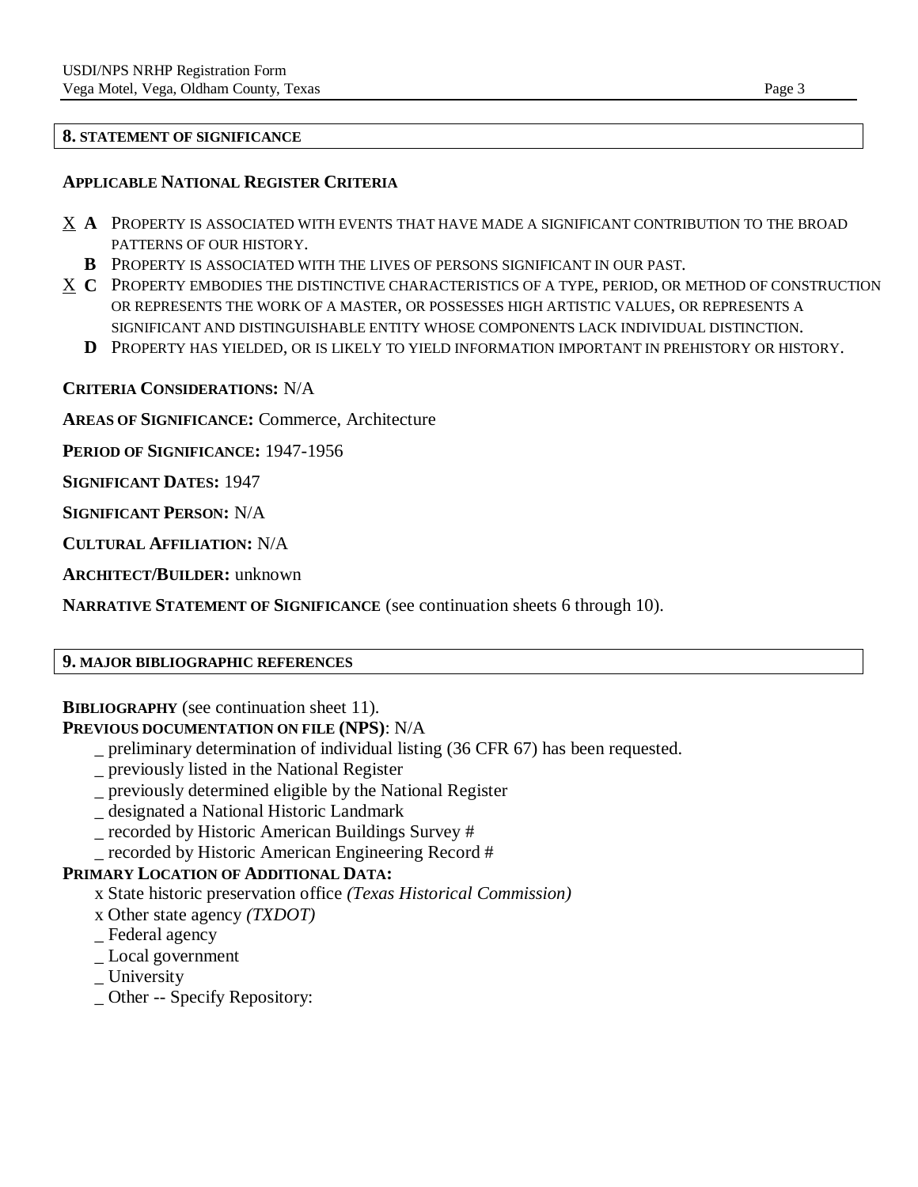## 8. STATEMENT OF SIGNIFICANCE

**APPLICABLE NATIONAL REGISTER CRITERIA**

X **A** PROPERTY IS ASSOCIATED WITH EVENTS THAT HAVE MADE A SIGNIFICANT CONTRIBUTION TO THE BROAD PATTERNS OF OUR HISTORY.

**B** PROPERTY IS ASSOCIATED WITH THE LIVES OF PERSONS SIGNIFICANT IN OUR PAST.

X **C** PROPERTY EMBODIES THE DISTINCTIVE CHARACTERISTICS OF A TYPE, PERIOD, OR METHOD OF CONSTRUCTION OR REPRESENTS THE WORK OF A MASTER, OR POSSESSES HIGH ARTISTIC VALUES, OR REPRESENTS A SIGNIFICANT AND DISTINGUISHABLE ENTITY WHOSE COMPONENTS LACK INDIVIDUAL DISTINCTION.

**D** PROPERTY HAS YIELDED, OR IS LIKELY TO YIELD INFORMATION IMPORTANT IN PREHISTORY OR HISTORY.

**CRITERIA CONSIDERATIONS:** N/A

**AREAS OF SIGNIFICANCE:** Commerce, Architecture

**PERIOD OF SIGNIFICANCE:** 1947-1956

**SIGNIFICANT DATES:** 1947

**SIGNIFICANT PERSON:** N/A

**CULTURAL AFFILIATION:** N/A

**ARCHITECT/BUILDER:** unknown

**NARRATIVE STATEMENT OF SIGNIFICANCE** (see continuation sheets 6 through 10).

## 9. MAJOR BIBLIOGRAPHIC REFERENCES

**BIBLIOGRAPHY** (see continuation sheet 11).

**PREVIOUS DOCUMENTATION ON FILE (NPS)**: N/A

- _ preliminary determination of individual listing (36 CFR 67) has been requested.
- _ previously listed in the National Register
- _ previously determined eligible by the National Register
- _ designated a National Historic Landmark
- _ recorded by Historic American Buildings Survey #
- _ recorded by Historic American Engineering Record #

**PRIMARY LOCATION OF ADDITIONAL DATA:**

- x State historic preservation office *(Texas Historical Commission)*
- x Other state agency *(TXDOT)*
- _ Federal agency
- _ Local government
- _ University
- _ Other -- Specify Repository: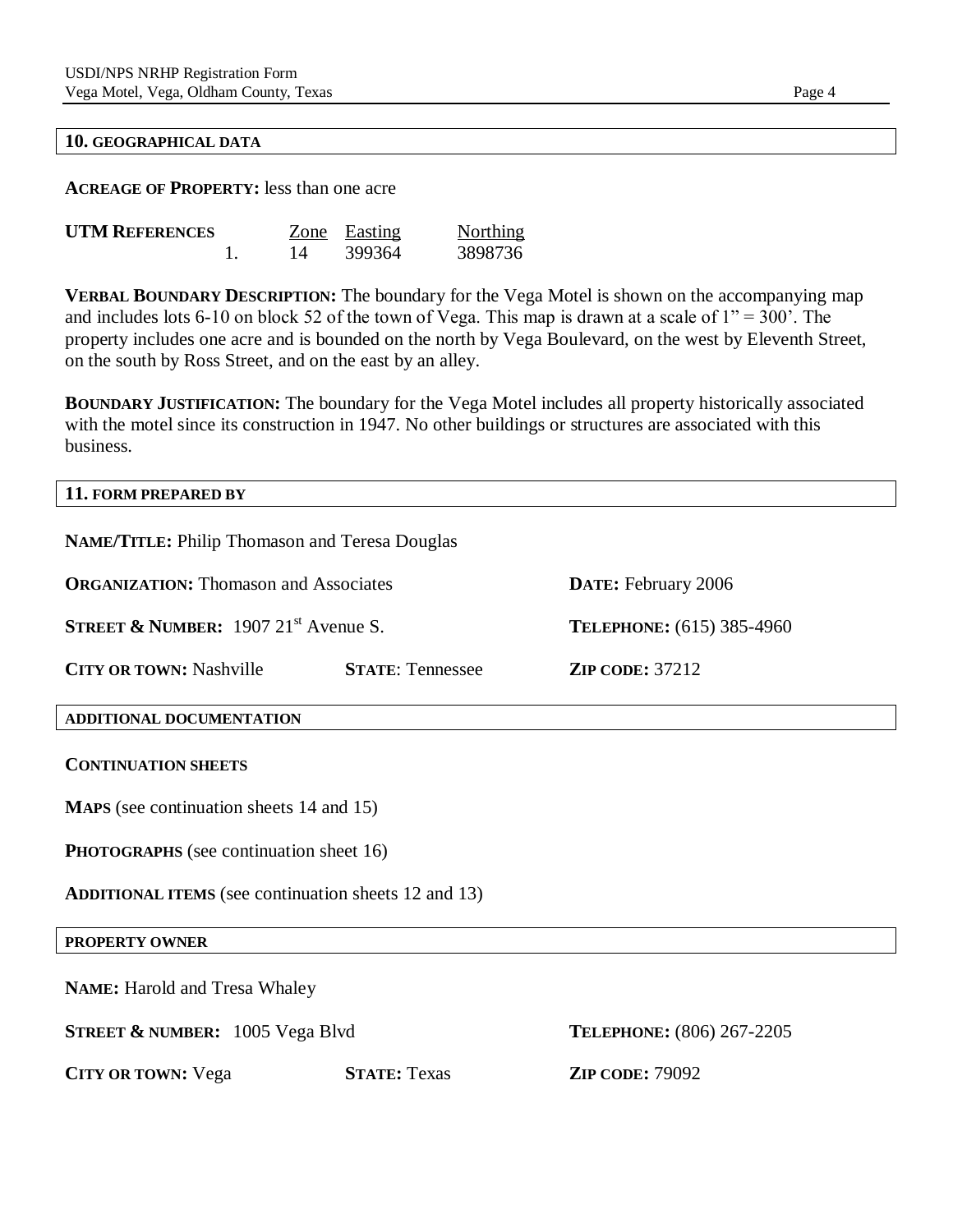## 10. GEOGRAPHICAL DATA

**ACREAGE OF PROPERTY:** less than one acre

| UTM REFERENCES | Zone | Easting | Northing |
|---|---|---|---|
| 1. | 14 | 399364 | 3898736 |

**VERBAL BOUNDARY DESCRIPTION:** The boundary for the Vega Motel is shown on the accompanying map and includes lots 6-10 on block 52 of the town of Vega. This map is drawn at a scale of 1" = 300'. The property includes one acre and is bounded on the north by Vega Boulevard, on the west by Eleventh Street, on the south by Ross Street, and on the east by an alley.

**BOUNDARY JUSTIFICATION:** The boundary for the Vega Motel includes all property historically associated with the motel since its construction in 1947. No other buildings or structures are associated with this business.

## 11. FORM PREPARED BY

**NAME/TITLE:** Philip Thomason and Teresa Douglas

**ORGANIZATION:** Thomason and Associates **DATE:** February 2006

**STREET & NUMBER:** 1907 21st Avenue S. **TELEPHONE:** (615) 385-4960

**CITY OR TOWN:** Nashville **STATE**: Tennessee **ZIP CODE:** 37212

## ADDITIONAL DOCUMENTATION

**CONTINUATION SHEETS**

**MAPS** (see continuation sheets 14 and 15)

**PHOTOGRAPHS** (see continuation sheet 16)

**ADDITIONAL ITEMS** (see continuation sheets 12 and 13)

## PROPERTY OWNER

**NAME:** Harold and Tresa Whaley

**STREET & NUMBER:** 1005 Vega Blvd **TELEPHONE:** (806) 267-2205

**CITY OR TOWN:** Vega **STATE:** Texas **ZIP CODE:** 79092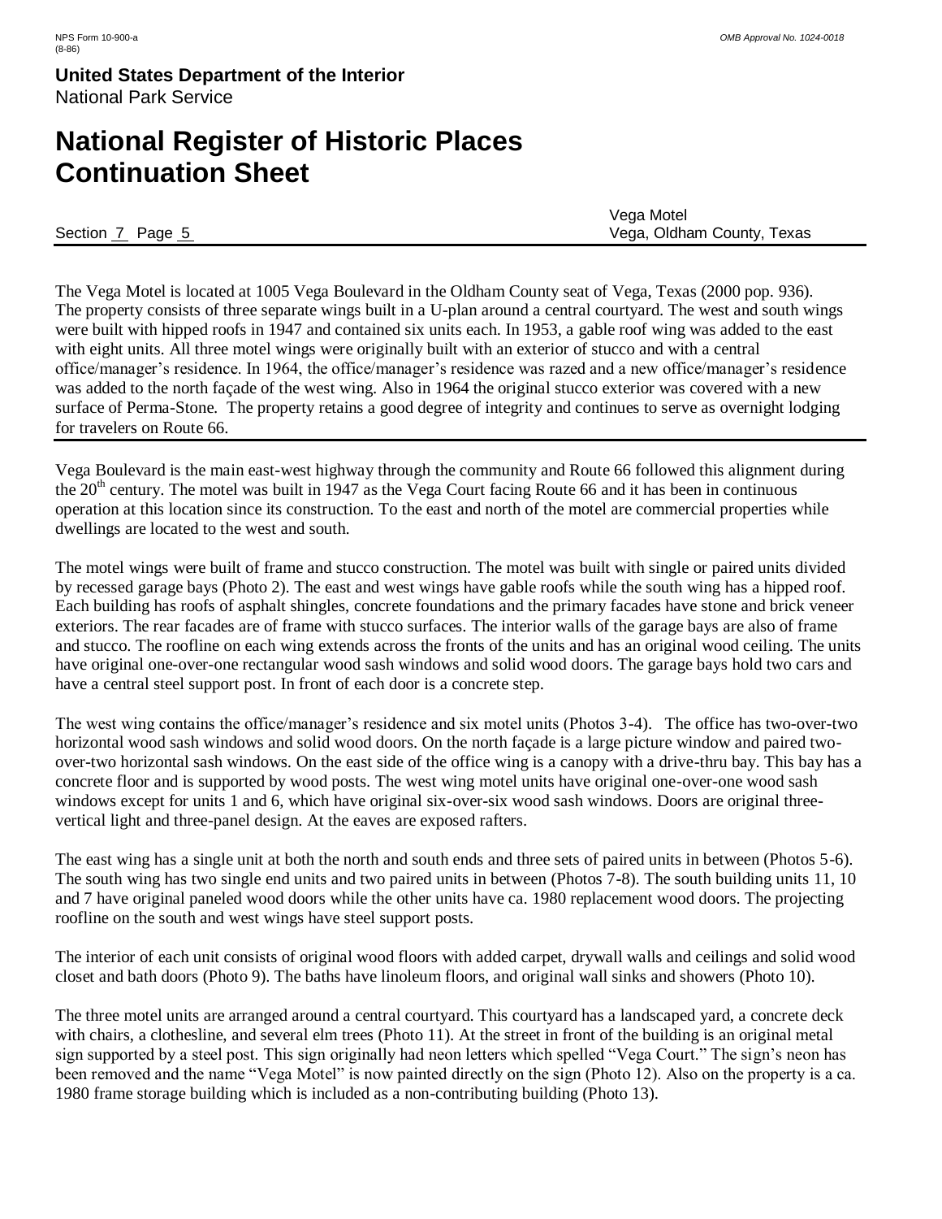The Vega Motel is located at 1005 Vega Boulevard in the Oldham County seat of Vega, Texas (2000 pop. 936). The property consists of three separate wings built in a U-plan around a central courtyard. The west and south wings were built with hipped roofs in 1947 and contained six units each. In 1953, a gable roof wing was added to the east with eight units. All three motel wings were originally built with an exterior of stucco and with a central office/manager's residence. In 1964, the office/manager's residence was razed and a new office/manager's residence was added to the north façade of the west wing. Also in 1964 the original stucco exterior was covered with a new surface of Perma-Stone. The property retains a good degree of integrity and continues to serve as overnight lodging for travelers on Route 66.

---

Vega Boulevard is the main east-west highway through the community and Route 66 followed this alignment during the 20th century. The motel was built in 1947 as the Vega Court facing Route 66 and it has been in continuous operation at this location since its construction. To the east and north of the motel are commercial properties while dwellings are located to the west and south.

The motel wings were built of frame and stucco construction. The motel was built with single or paired units divided by recessed garage bays (Photo 2). The east and west wings have gable roofs while the south wing has a hipped roof. Each building has roofs of asphalt shingles, concrete foundations and the primary facades have stone and brick veneer exteriors. The rear facades are of frame with stucco surfaces. The interior walls of the garage bays are also of frame and stucco. The roofline on each wing extends across the fronts of the units and has an original wood ceiling. The units have original one-over-one rectangular wood sash windows and solid wood doors. The garage bays hold two cars and have a central steel support post. In front of each door is a concrete step.

The west wing contains the office/manager's residence and six motel units (Photos 3-4). The office has two-over-two horizontal wood sash windows and solid wood doors. On the north façade is a large picture window and paired two-over-two horizontal sash windows. On the east side of the office wing is a canopy with a drive-thru bay. This bay has a concrete floor and is supported by wood posts. The west wing motel units have original one-over-one wood sash windows except for units 1 and 6, which have original six-over-six wood sash windows. Doors are original three-vertical light and three-panel design. At the eaves are exposed rafters.

The east wing has a single unit at both the north and south ends and three sets of paired units in between (Photos 5-6). The south wing has two single end units and two paired units in between (Photos 7-8). The south building units 11, 10 and 7 have original paneled wood doors while the other units have ca. 1980 replacement wood doors. The projecting roofline on the south and west wings have steel support posts.

The interior of each unit consists of original wood floors with added carpet, drywall walls and ceilings and solid wood closet and bath doors (Photo 9). The baths have linoleum floors, and original wall sinks and showers (Photo 10).

The three motel units are arranged around a central courtyard. This courtyard has a landscaped yard, a concrete deck with chairs, a clothesline, and several elm trees (Photo 11). At the street in front of the building is an original metal sign supported by a steel post. This sign originally had neon letters which spelled "Vega Court." The sign's neon has been removed and the name "Vega Motel" is now painted directly on the sign (Photo 12). Also on the property is a ca. 1980 frame storage building which is included as a non-contributing building (Photo 13).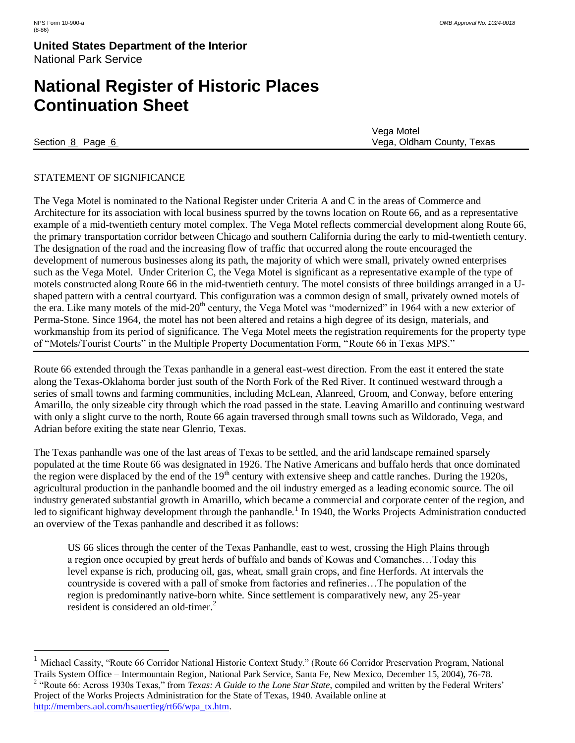Section 8 Page 6

Vega Motel
Vega, Oldham County, Texas

STATEMENT OF SIGNIFICANCE

The Vega Motel is nominated to the National Register under Criteria A and C in the areas of Commerce and Architecture for its association with local business spurred by the towns location on Route 66, and as a representative example of a mid-twentieth century motel complex. The Vega Motel reflects commercial development along Route 66, the primary transportation corridor between Chicago and southern California during the early to mid-twentieth century. The designation of the road and the increasing flow of traffic that occurred along the route encouraged the development of numerous businesses along its path, the majority of which were small, privately owned enterprises such as the Vega Motel. Under Criterion C, the Vega Motel is significant as a representative example of the type of motels constructed along Route 66 in the mid-twentieth century. The motel consists of three buildings arranged in a U-shaped pattern with a central courtyard. This configuration was a common design of small, privately owned motels of the era. Like many motels of the mid-20th century, the Vega Motel was "modernized" in 1964 with a new exterior of Perma-Stone. Since 1964, the motel has not been altered and retains a high degree of its design, materials, and workmanship from its period of significance. The Vega Motel meets the registration requirements for the property type of "Motels/Tourist Courts" in the Multiple Property Documentation Form, "Route 66 in Texas MPS."

Route 66 extended through the Texas panhandle in a general east-west direction. From the east it entered the state along the Texas-Oklahoma border just south of the North Fork of the Red River. It continued westward through a series of small towns and farming communities, including McLean, Alanreed, Groom, and Conway, before entering Amarillo, the only sizeable city through which the road passed in the state. Leaving Amarillo and continuing westward with only a slight curve to the north, Route 66 again traversed through small towns such as Wildorado, Vega, and Adrian before exiting the state near Glenrio, Texas.

The Texas panhandle was one of the last areas of Texas to be settled, and the arid landscape remained sparsely populated at the time Route 66 was designated in 1926. The Native Americans and buffalo herds that once dominated the region were displaced by the end of the 19th century with extensive sheep and cattle ranches. During the 1920s, agricultural production in the panhandle boomed and the oil industry emerged as a leading economic source. The oil industry generated substantial growth in Amarillo, which became a commercial and corporate center of the region, and led to significant highway development through the panhandle.[1] In 1940, the Works Projects Administration conducted an overview of the Texas panhandle and described it as follows:

> US 66 slices through the center of the Texas Panhandle, east to west, crossing the High Plains through a region once occupied by great herds of buffalo and bands of Kowas and Comanches…Today this level expanse is rich, producing oil, gas, wheat, small grain crops, and fine Herfords. At intervals the countryside is covered with a pall of smoke from factories and refineries…The population of the region is predominantly native-born white. Since settlement is comparatively new, any 25-year resident is considered an old-timer.[2]

---

[1] Michael Cassity, "Route 66 Corridor National Historic Context Study." (Route 66 Corridor Preservation Program, National Trails System Office – Intermountain Region, National Park Service, Santa Fe, New Mexico, December 15, 2004), 76-78.

[2] "Route 66: Across 1930s Texas," from *Texas: A Guide to the Lone Star State*, compiled and written by the Federal Writers' Project of the Works Projects Administration for the State of Texas, 1940. Available online at http://members.aol.com/hsauertieg/rt66/wpa_tx.htm.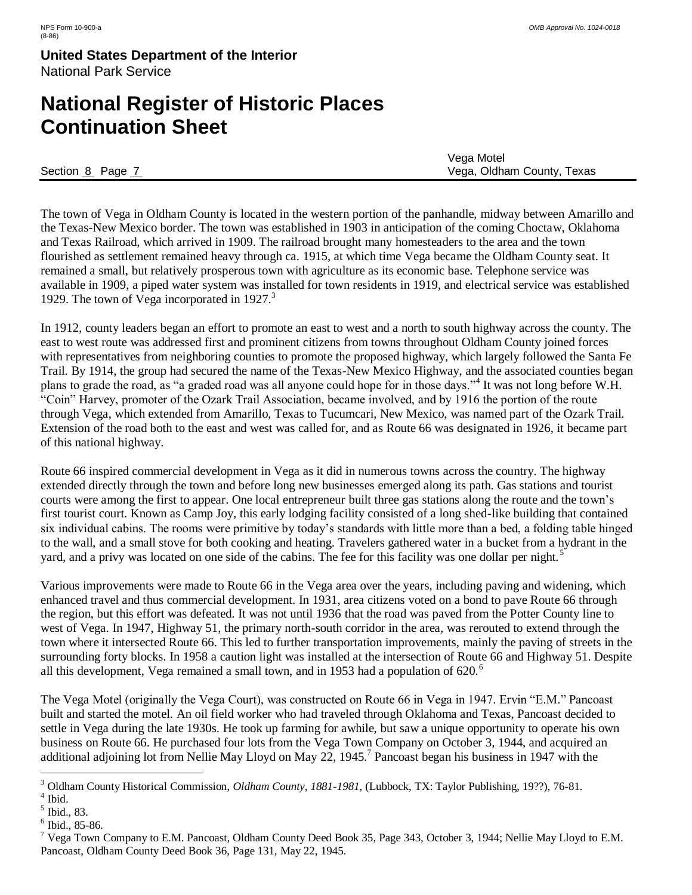The town of Vega in Oldham County is located in the western portion of the panhandle, midway between Amarillo and the Texas-New Mexico border. The town was established in 1903 in anticipation of the coming Choctaw, Oklahoma and Texas Railroad, which arrived in 1909. The railroad brought many homesteaders to the area and the town flourished as settlement remained heavy through ca. 1915, at which time Vega became the Oldham County seat. It remained a small, but relatively prosperous town with agriculture as its economic base. Telephone service was available in 1909, a piped water system was installed for town residents in 1919, and electrical service was established 1929. The town of Vega incorporated in 1927.[3]

In 1912, county leaders began an effort to promote an east to west and a north to south highway across the county. The east to west route was addressed first and prominent citizens from towns throughout Oldham County joined forces with representatives from neighboring counties to promote the proposed highway, which largely followed the Santa Fe Trail. By 1914, the group had secured the name of the Texas-New Mexico Highway, and the associated counties began plans to grade the road, as "a graded road was all anyone could hope for in those days."[4] It was not long before W.H. "Coin" Harvey, promoter of the Ozark Trail Association, became involved, and by 1916 the portion of the route through Vega, which extended from Amarillo, Texas to Tucumcari, New Mexico, was named part of the Ozark Trail. Extension of the road both to the east and west was called for, and as Route 66 was designated in 1926, it became part of this national highway.

Route 66 inspired commercial development in Vega as it did in numerous towns across the country. The highway extended directly through the town and before long new businesses emerged along its path. Gas stations and tourist courts were among the first to appear. One local entrepreneur built three gas stations along the route and the town's first tourist court. Known as Camp Joy, this early lodging facility consisted of a long shed-like building that contained six individual cabins. The rooms were primitive by today's standards with little more than a bed, a folding table hinged to the wall, and a small stove for both cooking and heating. Travelers gathered water in a bucket from a hydrant in the yard, and a privy was located on one side of the cabins. The fee for this facility was one dollar per night.[5]

Various improvements were made to Route 66 in the Vega area over the years, including paving and widening, which enhanced travel and thus commercial development. In 1931, area citizens voted on a bond to pave Route 66 through the region, but this effort was defeated. It was not until 1936 that the road was paved from the Potter County line to west of Vega. In 1947, Highway 51, the primary north-south corridor in the area, was rerouted to extend through the town where it intersected Route 66. This led to further transportation improvements, mainly the paving of streets in the surrounding forty blocks. In 1958 a caution light was installed at the intersection of Route 66 and Highway 51. Despite all this development, Vega remained a small town, and in 1953 had a population of 620.[6]

The Vega Motel (originally the Vega Court), was constructed on Route 66 in Vega in 1947. Ervin "E.M." Pancoast built and started the motel. An oil field worker who had traveled through Oklahoma and Texas, Pancoast decided to settle in Vega during the late 1930s. He took up farming for awhile, but saw a unique opportunity to operate his own business on Route 66. He purchased four lots from the Vega Town Company on October 3, 1944, and acquired an additional adjoining lot from Nellie May Lloyd on May 22, 1945.[7] Pancoast began his business in 1947 with the

---

[3] Oldham County Historical Commission, *Oldham County, 1881-1981*, (Lubbock, TX: Taylor Publishing, 19??), 76-81.

[4] Ibid.

[5] Ibid., 83.

[6] Ibid., 85-86.

[7] Vega Town Company to E.M. Pancoast, Oldham County Deed Book 35, Page 343, October 3, 1944; Nellie May Lloyd to E.M. Pancoast, Oldham County Deed Book 36, Page 131, May 22, 1945.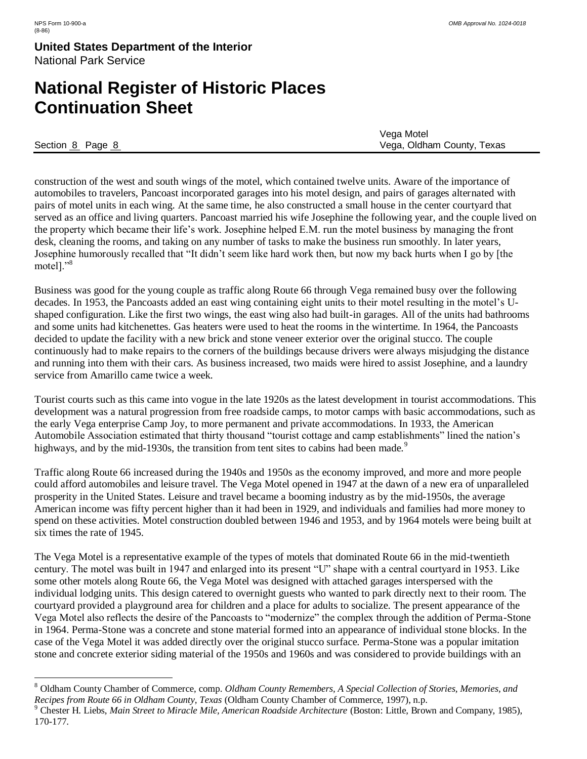construction of the west and south wings of the motel, which contained twelve units. Aware of the importance of automobiles to travelers, Pancoast incorporated garages into his motel design, and pairs of garages alternated with pairs of motel units in each wing. At the same time, he also constructed a small house in the center courtyard that served as an office and living quarters. Pancoast married his wife Josephine the following year, and the couple lived on the property which became their life's work. Josephine helped E.M. run the motel business by managing the front desk, cleaning the rooms, and taking on any number of tasks to make the business run smoothly. In later years, Josephine humorously recalled that "It didn't seem like hard work then, but now my back hurts when I go by [the motel]."[8]

Business was good for the young couple as traffic along Route 66 through Vega remained busy over the following decades. In 1953, the Pancoasts added an east wing containing eight units to their motel resulting in the motel's U-shaped configuration. Like the first two wings, the east wing also had built-in garages. All of the units had bathrooms and some units had kitchenettes. Gas heaters were used to heat the rooms in the wintertime. In 1964, the Pancoasts decided to update the facility with a new brick and stone veneer exterior over the original stucco. The couple continuously had to make repairs to the corners of the buildings because drivers were always misjudging the distance and running into them with their cars. As business increased, two maids were hired to assist Josephine, and a laundry service from Amarillo came twice a week.

Tourist courts such as this came into vogue in the late 1920s as the latest development in tourist accommodations. This development was a natural progression from free roadside camps, to motor camps with basic accommodations, such as the early Vega enterprise Camp Joy, to more permanent and private accommodations. In 1933, the American Automobile Association estimated that thirty thousand "tourist cottage and camp establishments" lined the nation's highways, and by the mid-1930s, the transition from tent sites to cabins had been made.[9]

Traffic along Route 66 increased during the 1940s and 1950s as the economy improved, and more and more people could afford automobiles and leisure travel. The Vega Motel opened in 1947 at the dawn of a new era of unparalleled prosperity in the United States. Leisure and travel became a booming industry as by the mid-1950s, the average American income was fifty percent higher than it had been in 1929, and individuals and families had more money to spend on these activities. Motel construction doubled between 1946 and 1953, and by 1964 motels were being built at six times the rate of 1945.

The Vega Motel is a representative example of the types of motels that dominated Route 66 in the mid-twentieth century. The motel was built in 1947 and enlarged into its present "U" shape with a central courtyard in 1953. Like some other motels along Route 66, the Vega Motel was designed with attached garages interspersed with the individual lodging units. This design catered to overnight guests who wanted to park directly next to their room. The courtyard provided a playground area for children and a place for adults to socialize. The present appearance of the Vega Motel also reflects the desire of the Pancoasts to "modernize" the complex through the addition of Perma-Stone in 1964. Perma-Stone was a concrete and stone material formed into an appearance of individual stone blocks. In the case of the Vega Motel it was added directly over the original stucco surface. Perma-Stone was a popular imitation stone and concrete exterior siding material of the 1950s and 1960s and was considered to provide buildings with an

---

[8] Oldham County Chamber of Commerce, comp. *Oldham County Remembers, A Special Collection of Stories, Memories, and Recipes from Route 66 in Oldham County, Texas* (Oldham County Chamber of Commerce, 1997), n.p.

[9] Chester H. Liebs, *Main Street to Miracle Mile, American Roadside Architecture* (Boston: Little, Brown and Company, 1985), 170-177.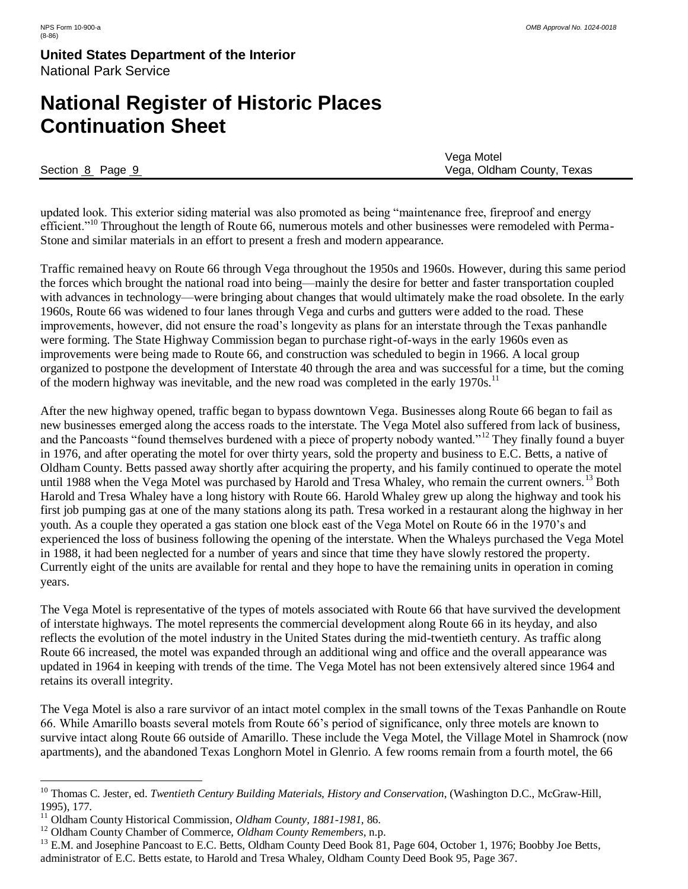updated look. This exterior siding material was also promoted as being "maintenance free, fireproof and energy efficient."[10] Throughout the length of Route 66, numerous motels and other businesses were remodeled with Perma-Stone and similar materials in an effort to present a fresh and modern appearance.

Traffic remained heavy on Route 66 through Vega throughout the 1950s and 1960s. However, during this same period the forces which brought the national road into being—mainly the desire for better and faster transportation coupled with advances in technology—were bringing about changes that would ultimately make the road obsolete. In the early 1960s, Route 66 was widened to four lanes through Vega and curbs and gutters were added to the road. These improvements, however, did not ensure the road's longevity as plans for an interstate through the Texas panhandle were forming. The State Highway Commission began to purchase right-of-ways in the early 1960s even as improvements were being made to Route 66, and construction was scheduled to begin in 1966. A local group organized to postpone the development of Interstate 40 through the area and was successful for a time, but the coming of the modern highway was inevitable, and the new road was completed in the early 1970s.[11]

After the new highway opened, traffic began to bypass downtown Vega. Businesses along Route 66 began to fail as new businesses emerged along the access roads to the interstate. The Vega Motel also suffered from lack of business, and the Pancoasts "found themselves burdened with a piece of property nobody wanted."[12] They finally found a buyer in 1976, and after operating the motel for over thirty years, sold the property and business to E.C. Betts, a native of Oldham County. Betts passed away shortly after acquiring the property, and his family continued to operate the motel until 1988 when the Vega Motel was purchased by Harold and Tresa Whaley, who remain the current owners.[13] Both Harold and Tresa Whaley have a long history with Route 66. Harold Whaley grew up along the highway and took his first job pumping gas at one of the many stations along its path. Tresa worked in a restaurant along the highway in her youth. As a couple they operated a gas station one block east of the Vega Motel on Route 66 in the 1970's and experienced the loss of business following the opening of the interstate. When the Whaleys purchased the Vega Motel in 1988, it had been neglected for a number of years and since that time they have slowly restored the property. Currently eight of the units are available for rental and they hope to have the remaining units in operation in coming years.

The Vega Motel is representative of the types of motels associated with Route 66 that have survived the development of interstate highways. The motel represents the commercial development along Route 66 in its heyday, and also reflects the evolution of the motel industry in the United States during the mid-twentieth century. As traffic along Route 66 increased, the motel was expanded through an additional wing and office and the overall appearance was updated in 1964 in keeping with trends of the time. The Vega Motel has not been extensively altered since 1964 and retains its overall integrity.

The Vega Motel is also a rare survivor of an intact motel complex in the small towns of the Texas Panhandle on Route 66. While Amarillo boasts several motels from Route 66's period of significance, only three motels are known to survive intact along Route 66 outside of Amarillo. These include the Vega Motel, the Village Motel in Shamrock (now apartments), and the abandoned Texas Longhorn Motel in Glenrio. A few rooms remain from a fourth motel, the 66

---

[10] Thomas C. Jester, ed. *Twentieth Century Building Materials, History and Conservation*, (Washington D.C., McGraw-Hill, 1995), 177.

[11] Oldham County Historical Commission, *Oldham County, 1881-1981*, 86.

[12] Oldham County Chamber of Commerce, *Oldham County Remembers*, n.p.

[13] E.M. and Josephine Pancoast to E.C. Betts, Oldham County Deed Book 81, Page 604, October 1, 1976; Boobby Joe Betts, administrator of E.C. Betts estate, to Harold and Tresa Whaley, Oldham County Deed Book 95, Page 367.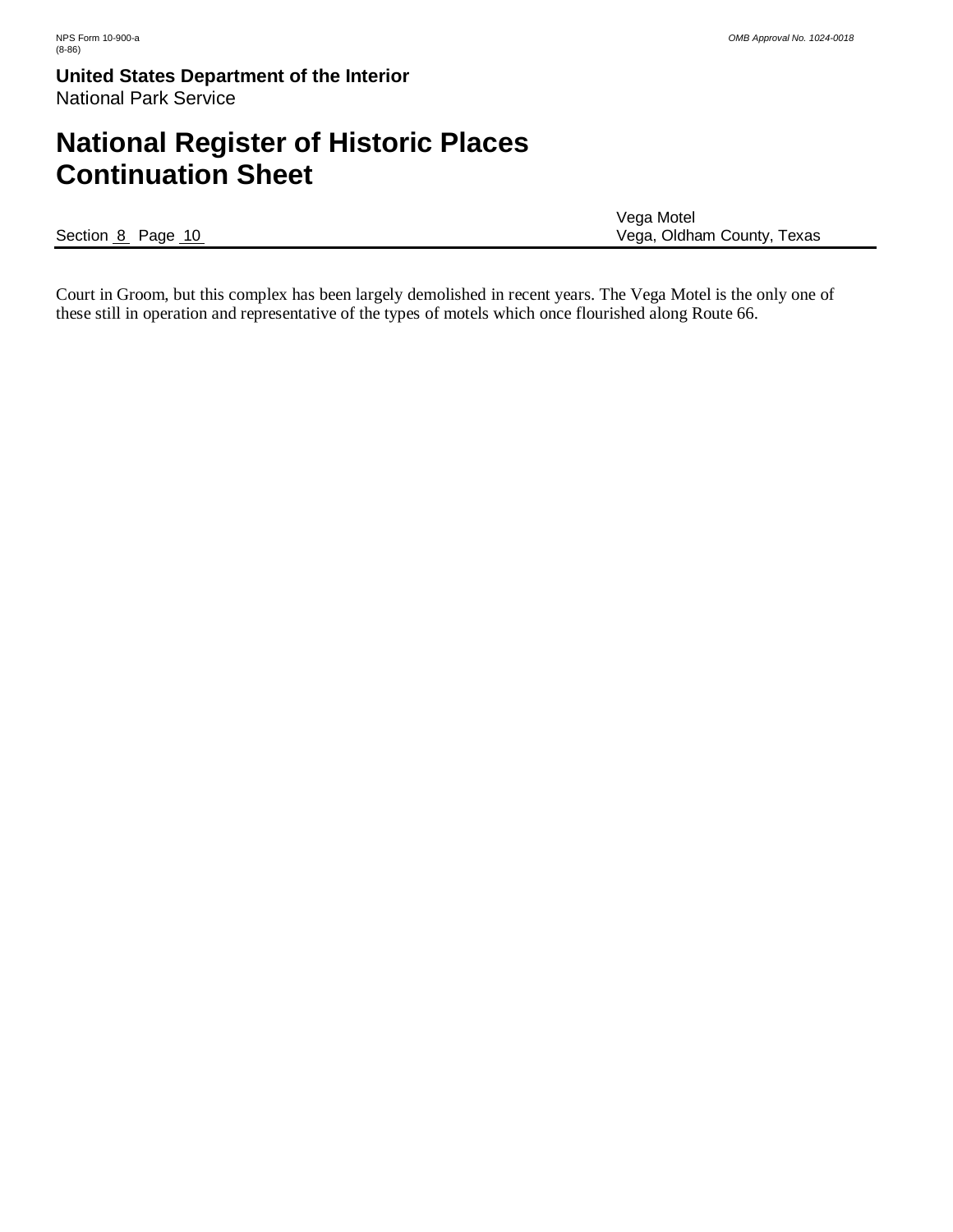Court in Groom, but this complex has been largely demolished in recent years. The Vega Motel is the only one of these still in operation and representative of the types of motels which once flourished along Route 66.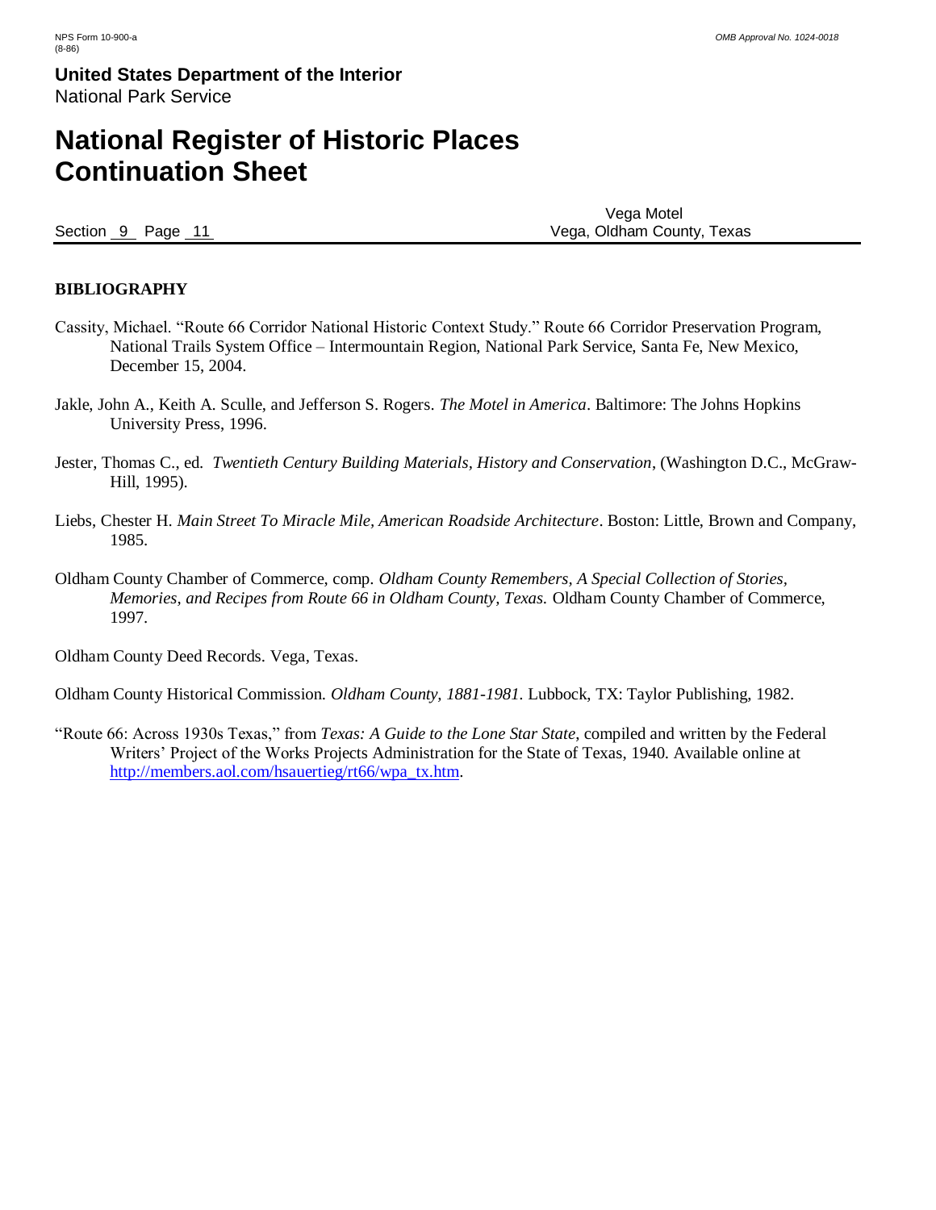## BIBLIOGRAPHY

Cassity, Michael. "Route 66 Corridor National Historic Context Study." Route 66 Corridor Preservation Program, National Trails System Office – Intermountain Region, National Park Service, Santa Fe, New Mexico, December 15, 2004.

Jakle, John A., Keith A. Sculle, and Jefferson S. Rogers. *The Motel in America*. Baltimore: The Johns Hopkins University Press, 1996.

Jester, Thomas C., ed. *Twentieth Century Building Materials, History and Conservation*, (Washington D.C., McGraw-Hill, 1995).

Liebs, Chester H. *Main Street To Miracle Mile, American Roadside Architecture*. Boston: Little, Brown and Company, 1985.

Oldham County Chamber of Commerce, comp. *Oldham County Remembers, A Special Collection of Stories, Memories, and Recipes from Route 66 in Oldham County, Texas.* Oldham County Chamber of Commerce, 1997.

Oldham County Deed Records. Vega, Texas.

Oldham County Historical Commission. *Oldham County, 1881-1981.* Lubbock, TX: Taylor Publishing, 1982.

"Route 66: Across 1930s Texas," from *Texas: A Guide to the Lone Star State*, compiled and written by the Federal Writers' Project of the Works Projects Administration for the State of Texas, 1940. Available online at http://members.aol.com/hsauertieg/rt66/wpa_tx.htm.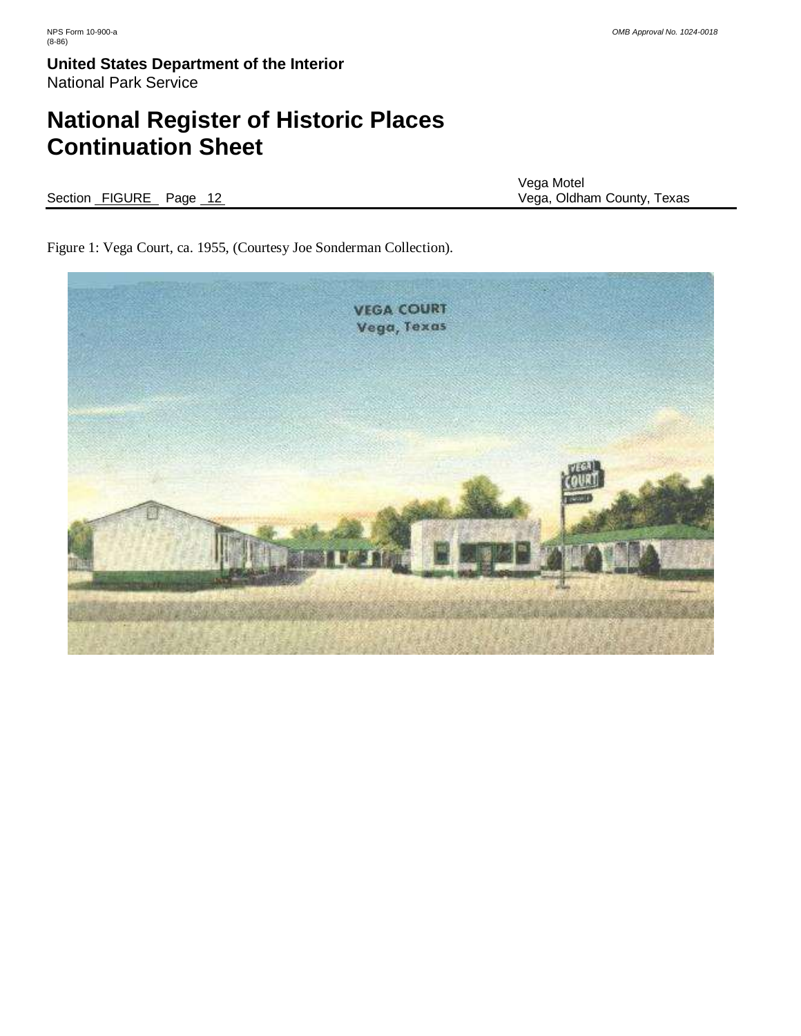# National Register of Historic Places Continuation Sheet

Section FIGURE Page 12

Vega Motel
Vega, Oldham County, Texas

Figure 1: Vega Court, ca. 1955, (Courtesy Joe Sonderman Collection).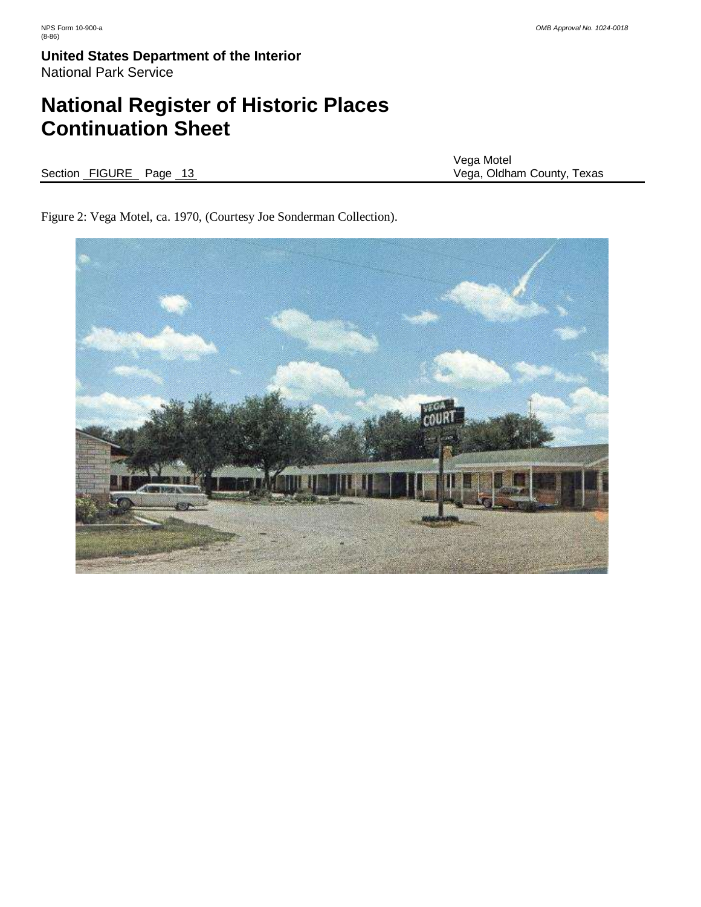Figure 2: Vega Motel, ca. 1970, (Courtesy Joe Sonderman Collection).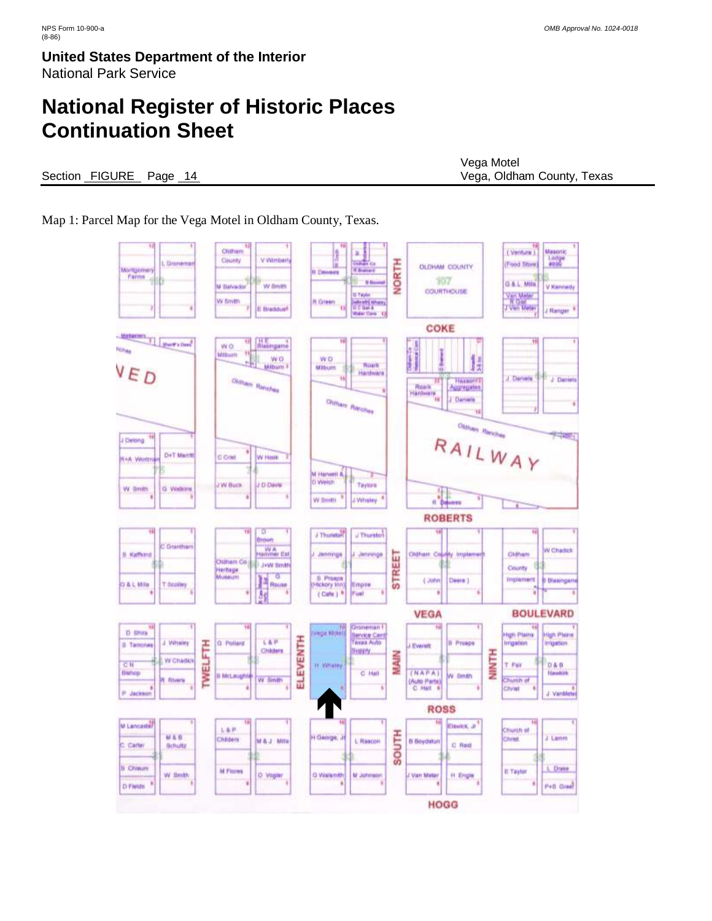# United States Department of the Interior
National Park Service

# National Register of Historic Places Continuation Sheet

Section FIGURE Page 14

Vega Motel
Vega, Oldham County, Texas

Map 1: Parcel Map for the Vega Motel in Oldham County, Texas.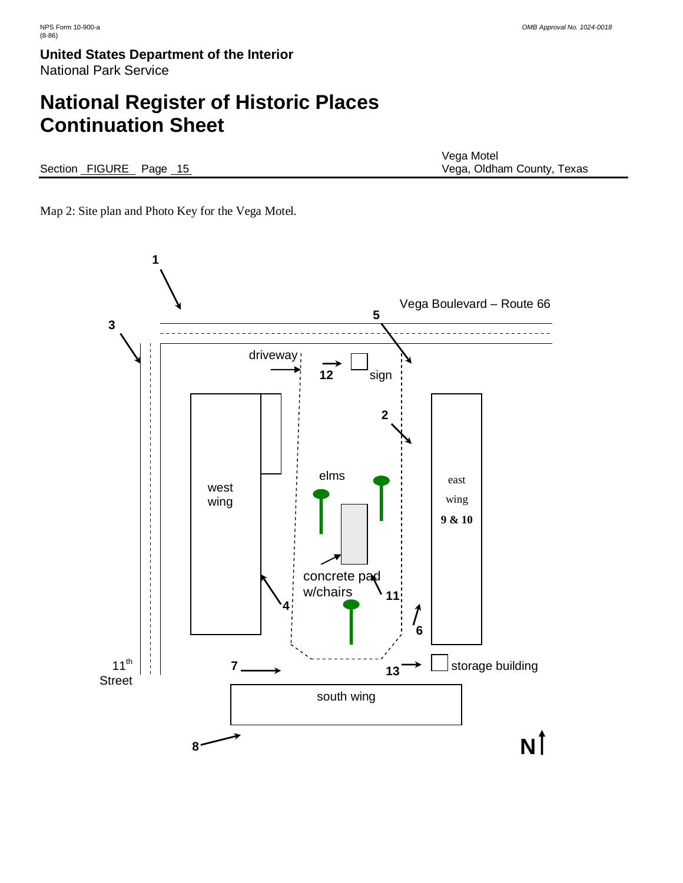**United States Department of the Interior**
National Park Service

# National Register of Historic Places Continuation Sheet

Section FIGURE Page 15

Vega Motel
Vega, Oldham County, Texas

Map 2: Site plan and Photo Key for the Vega Motel.

Vega Boulevard – Route 66

driveway

sign

west wing

elms

east wing

**9 & 10**

concrete pad w/chairs

storage building

south wing

11th Street

N

**1** **2** **3** **4** **5** **6** **7** **8** **11** **12** **13**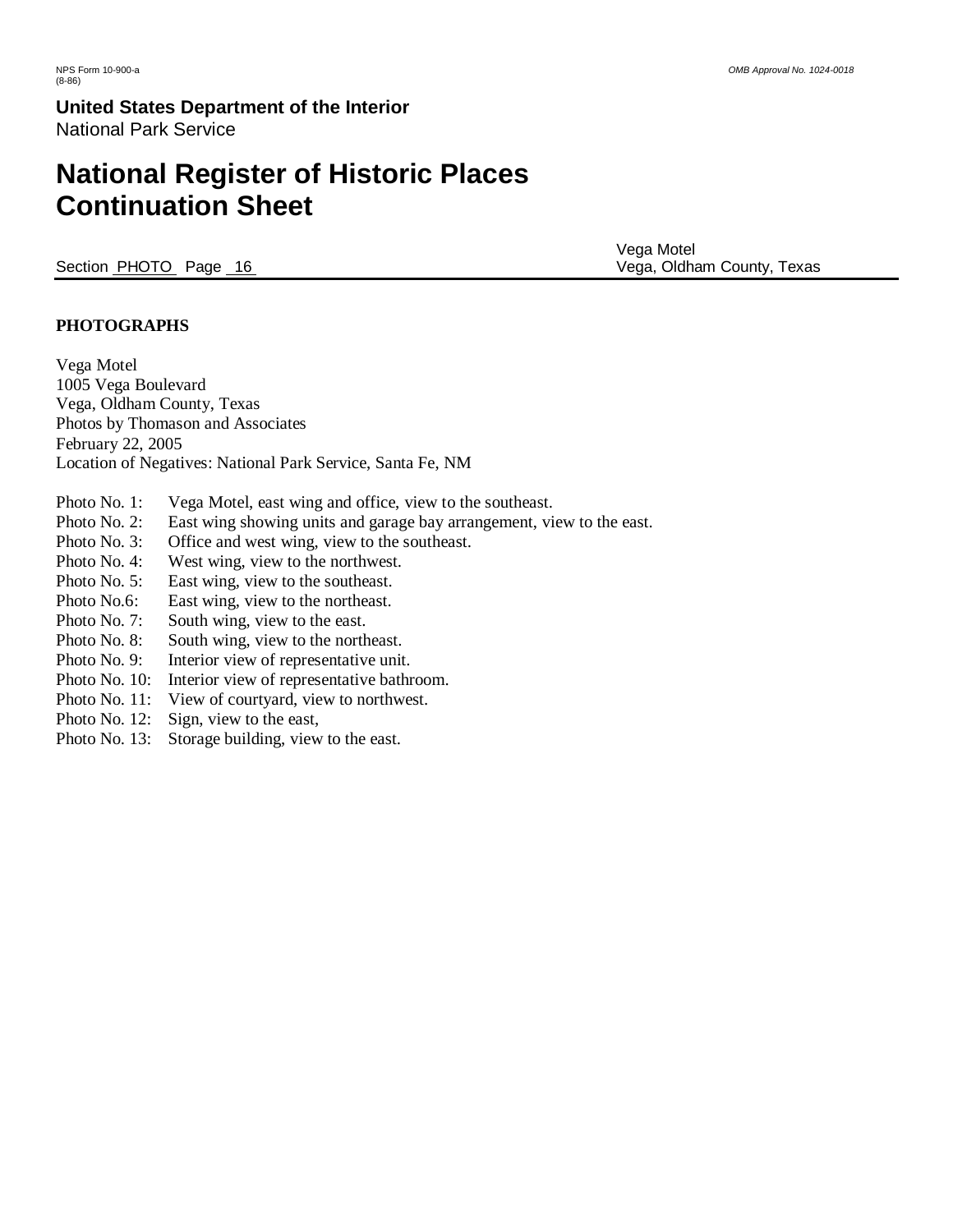**United States Department of the Interior**
National Park Service

# National Register of Historic Places Continuation Sheet

Section PHOTO Page 16

Vega Motel
Vega, Oldham County, Texas

**PHOTOGRAPHS**

Vega Motel
1005 Vega Boulevard
Vega, Oldham County, Texas
Photos by Thomason and Associates
February 22, 2005
Location of Negatives: National Park Service, Santa Fe, NM

Photo No. 1: Vega Motel, east wing and office, view to the southeast.
Photo No. 2: East wing showing units and garage bay arrangement, view to the east.
Photo No. 3: Office and west wing, view to the southeast.
Photo No. 4: West wing, view to the northwest.
Photo No. 5: East wing, view to the southeast.
Photo No.6: East wing, view to the northeast.
Photo No. 7: South wing, view to the east.
Photo No. 8: South wing, view to the northeast.
Photo No. 9: Interior view of representative unit.
Photo No. 10: Interior view of representative bathroom.
Photo No. 11: View of courtyard, view to northwest.
Photo No. 12: Sign, view to the east,
Photo No. 13: Storage building, view to the east.